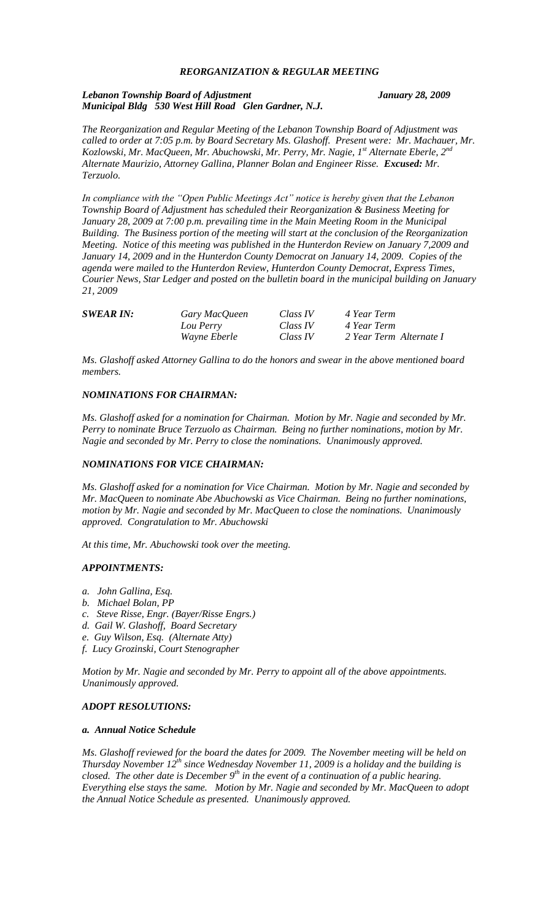# *REORGANIZATION & REGULAR MEETING*

***Lebanon Township Board of Adjustment*** ***January 28, 2009***
***Municipal Bldg 530 West Hill Road Glen Gardner, N.J.***

*The Reorganization and Regular Meeting of the Lebanon Township Board of Adjustment was called to order at 7:05 p.m. by Board Secretary Ms. Glashoff. Present were: Mr. Machauer, Mr. Kozlowski, Mr. MacQueen, Mr. Abuchowski, Mr. Perry, Mr. Nagie, 1st Alternate Eberle, 2nd Alternate Maurizio, Attorney Gallina, Planner Bolan and Engineer Risse.* ***Excused:*** *Mr. Terzuolo.*

*In compliance with the "Open Public Meetings Act" notice is hereby given that the Lebanon Township Board of Adjustment has scheduled their Reorganization & Business Meeting for January 28, 2009 at 7:00 p.m. prevailing time in the Main Meeting Room in the Municipal Building. The Business portion of the meeting will start at the conclusion of the Reorganization Meeting. Notice of this meeting was published in the Hunterdon Review on January 7,2009 and January 14, 2009 and in the Hunterdon County Democrat on January 14, 2009. Copies of the agenda were mailed to the Hunterdon Review, Hunterdon County Democrat, Express Times, Courier News, Star Ledger and posted on the bulletin board in the municipal building on January 21, 2009*

| ***SWEAR IN:*** | *Gary MacQueen* | *Class IV* | *4 Year Term* |
|---|---|---|---|
| | *Lou Perry* | *Class IV* | *4 Year Term* |
| | *Wayne Eberle* | *Class IV* | *2 Year Term Alternate I* |

*Ms. Glashoff asked Attorney Gallina to do the honors and swear in the above mentioned board members.*

### *NOMINATIONS FOR CHAIRMAN:*

*Ms. Glashoff asked for a nomination for Chairman. Motion by Mr. Nagie and seconded by Mr. Perry to nominate Bruce Terzuolo as Chairman. Being no further nominations, motion by Mr. Nagie and seconded by Mr. Perry to close the nominations. Unanimously approved.*

### *NOMINATIONS FOR VICE CHAIRMAN:*

*Ms. Glashoff asked for a nomination for Vice Chairman. Motion by Mr. Nagie and seconded by Mr. MacQueen to nominate Abe Abuchowski as Vice Chairman. Being no further nominations, motion by Mr. Nagie and seconded by Mr. MacQueen to close the nominations. Unanimously approved. Congratulation to Mr. Abuchowski*

*At this time, Mr. Abuchowski took over the meeting.*

### *APPOINTMENTS:*

- *a. John Gallina, Esq.*
- *b. Michael Bolan, PP*
- *c. Steve Risse, Engr. (Bayer/Risse Engrs.)*
- *d. Gail W. Glashoff, Board Secretary*
- *e. Guy Wilson, Esq. (Alternate Atty)*
- *f. Lucy Grozinski, Court Stenographer*

*Motion by Mr. Nagie and seconded by Mr. Perry to appoint all of the above appointments. Unanimously approved.*

### *ADOPT RESOLUTIONS:*

#### *a. Annual Notice Schedule*

*Ms. Glashoff reviewed for the board the dates for 2009. The November meeting will be held on Thursday November 12th since Wednesday November 11, 2009 is a holiday and the building is closed. The other date is December 9th in the event of a continuation of a public hearing. Everything else stays the same. Motion by Mr. Nagie and seconded by Mr. MacQueen to adopt the Annual Notice Schedule as presented. Unanimously approved.*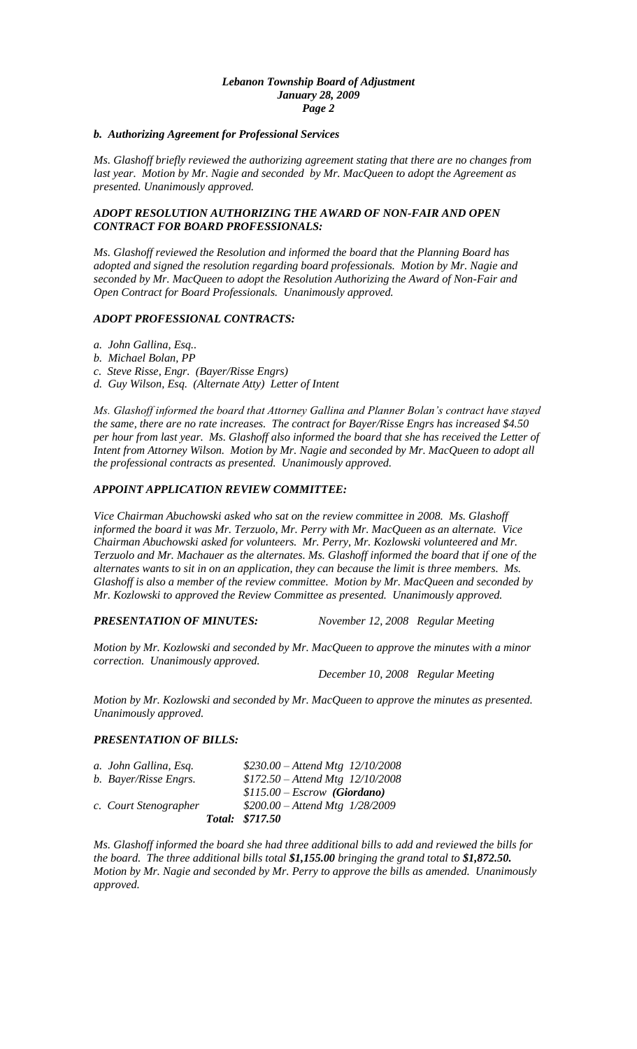*b. Authorizing Agreement for Professional Services*

*Ms. Glashoff briefly reviewed the authorizing agreement stating that there are no changes from last year. Motion by Mr. Nagie and seconded by Mr. MacQueen to adopt the Agreement as presented. Unanimously approved.*

***ADOPT RESOLUTION AUTHORIZING THE AWARD OF NON-FAIR AND OPEN CONTRACT FOR BOARD PROFESSIONALS:***

*Ms. Glashoff reviewed the Resolution and informed the board that the Planning Board has adopted and signed the resolution regarding board professionals. Motion by Mr. Nagie and seconded by Mr. MacQueen to adopt the Resolution Authorizing the Award of Non-Fair and Open Contract for Board Professionals. Unanimously approved.*

***ADOPT PROFESSIONAL CONTRACTS:***

*a. John Gallina, Esq..*
*b. Michael Bolan, PP*
*c. Steve Risse, Engr. (Bayer/Risse Engrs)*
*d. Guy Wilson, Esq. (Alternate Atty) Letter of Intent*

*Ms. Glashoff informed the board that Attorney Gallina and Planner Bolan's contract have stayed the same, there are no rate increases. The contract for Bayer/Risse Engrs has increased $4.50 per hour from last year. Ms. Glashoff also informed the board that she has received the Letter of Intent from Attorney Wilson. Motion by Mr. Nagie and seconded by Mr. MacQueen to adopt all the professional contracts as presented. Unanimously approved.*

***APPOINT APPLICATION REVIEW COMMITTEE:***

*Vice Chairman Abuchowski asked who sat on the review committee in 2008. Ms. Glashoff informed the board it was Mr. Terzuolo, Mr. Perry with Mr. MacQueen as an alternate. Vice Chairman Abuchowski asked for volunteers. Mr. Perry, Mr. Kozlowski volunteered and Mr. Terzuolo and Mr. Machauer as the alternates. Ms. Glashoff informed the board that if one of the alternates wants to sit in on an application, they can because the limit is three members. Ms. Glashoff is also a member of the review committee. Motion by Mr. MacQueen and seconded by Mr. Kozlowski to approved the Review Committee as presented. Unanimously approved.*

***PRESENTATION OF MINUTES:*** *November 12, 2008 Regular Meeting*

*Motion by Mr. Kozlowski and seconded by Mr. MacQueen to approve the minutes with a minor correction. Unanimously approved.*

*December 10, 2008 Regular Meeting*

*Motion by Mr. Kozlowski and seconded by Mr. MacQueen to approve the minutes as presented. Unanimously approved.*

***PRESENTATION OF BILLS:***

| | |
|---|---|
| *a. John Gallina, Esq.* | *$230.00 – Attend Mtg 12/10/2008* |
| *b. Bayer/Risse Engrs.* | *$172.50 – Attend Mtg 12/10/2008* |
| | *$115.00 – Escrow **(Giordano)*** |
| *c. Court Stenographer* | *$200.00 – Attend Mtg 1/28/2009* |
| ***Total:*** | ***$717.50*** |

*Ms. Glashoff informed the board she had three additional bills to add and reviewed the bills for the board. The three additional bills total **$1,155.00** bringing the grand total to **$1,872.50.** Motion by Mr. Nagie and seconded by Mr. Perry to approve the bills as amended. Unanimously approved.*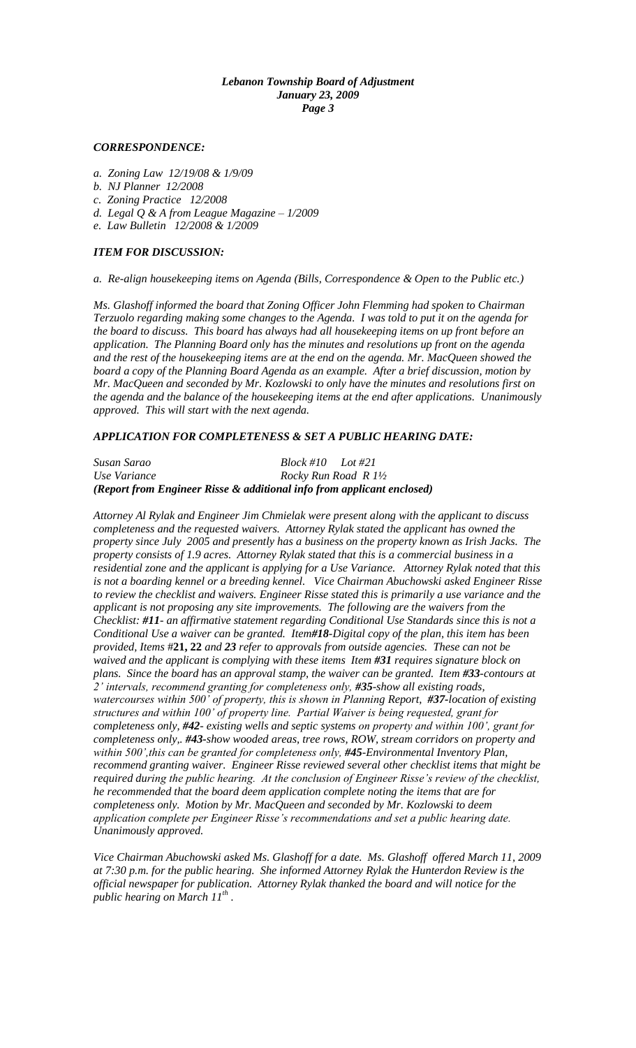***CORRESPONDENCE:***

- *a. Zoning Law 12/19/08 & 1/9/09*
- *b. NJ Planner 12/2008*
- *c. Zoning Practice 12/2008*
- *d. Legal Q & A from League Magazine – 1/2009*
- *e. Law Bulletin 12/2008 & 1/2009*

***ITEM FOR DISCUSSION:***

*a. Re-align housekeeping items on Agenda (Bills, Correspondence & Open to the Public etc.)*

*Ms. Glashoff informed the board that Zoning Officer John Flemming had spoken to Chairman Terzuolo regarding making some changes to the Agenda. I was told to put it on the agenda for the board to discuss. This board has always had all housekeeping items on up front before an application. The Planning Board only has the minutes and resolutions up front on the agenda and the rest of the housekeeping items are at the end on the agenda. Mr. MacQueen showed the board a copy of the Planning Board Agenda as an example. After a brief discussion, motion by Mr. MacQueen and seconded by Mr. Kozlowski to only have the minutes and resolutions first on the agenda and the balance of the housekeeping items at the end after applications. Unanimously approved. This will start with the next agenda.*

***APPLICATION FOR COMPLETENESS & SET A PUBLIC HEARING DATE:***

*Susan Sarao* — *Block #10 Lot #21*
*Use Variance* — *Rocky Run Road R 1½*
***(Report from Engineer Risse & additional info from applicant enclosed)***

*Attorney Al Rylak and Engineer Jim Chmielak were present along with the applicant to discuss completeness and the requested waivers. Attorney Rylak stated the applicant has owned the property since July 2005 and presently has a business on the property known as Irish Jacks. The property consists of 1.9 acres. Attorney Rylak stated that this is a commercial business in a residential zone and the applicant is applying for a Use Variance. Attorney Rylak noted that this is not a boarding kennel or a breeding kennel. Vice Chairman Abuchowski asked Engineer Risse to review the checklist and waivers. Engineer Risse stated this is primarily a use variance and the applicant is not proposing any site improvements. The following are the waivers from the Checklist: **#11**- an affirmative statement regarding Conditional Use Standards since this is not a Conditional Use a waiver can be granted. Item**#18**-Digital copy of the plan, this item has been provided, Items #**21, 22** and **23** refer to approvals from outside agencies. These can not be waived and the applicant is complying with these items Item **#31** requires signature block on plans. Since the board has an approval stamp, the waiver can be granted. Item **#33**-contours at 2' intervals, recommend granting for completeness only, **#35**-show all existing roads, watercourses within 500' of property, this is shown in Planning Report, **#37**-location of existing structures and within 100' of property line. Partial Waiver is being requested, grant for completeness only, **#42**- existing wells and septic systems on property and within 100', grant for completeness only,. **#43**-show wooded areas, tree rows, ROW, stream corridors on property and within 500',this can be granted for completeness only, **#45**-Environmental Inventory Plan, recommend granting waiver. Engineer Risse reviewed several other checklist items that might be required during the public hearing. At the conclusion of Engineer Risse's review of the checklist, he recommended that the board deem application complete noting the items that are for completeness only. Motion by Mr. MacQueen and seconded by Mr. Kozlowski to deem application complete per Engineer Risse's recommendations and set a public hearing date. Unanimously approved.*

*Vice Chairman Abuchowski asked Ms. Glashoff for a date. Ms. Glashoff offered March 11, 2009 at 7:30 p.m. for the public hearing. She informed Attorney Rylak the Hunterdon Review is the official newspaper for publication. Attorney Rylak thanked the board and will notice for the public hearing on March 11th.*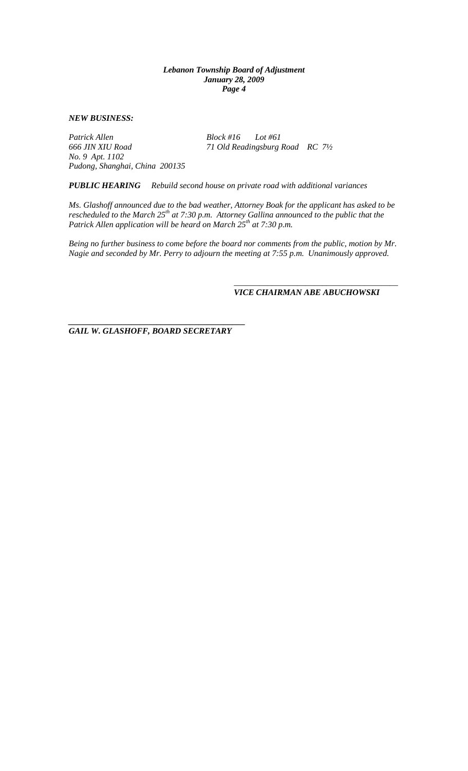***NEW BUSINESS:***

*Patrick Allen*
*666 JIN XIU Road*
*No. 9 Apt. 1102*
*Pudong, Shanghai, China 200135*

*Block #16 Lot #61*
*71 Old Readingsburg Road RC 7½*

***PUBLIC HEARING*** *Rebuild second house on private road with additional variances*

*Ms. Glashoff announced due to the bad weather, Attorney Boak for the applicant has asked to be rescheduled to the March 25th at 7:30 p.m. Attorney Gallina announced to the public that the Patrick Allen application will be heard on March 25th at 7:30 p.m.*

*Being no further business to come before the board nor comments from the public, motion by Mr. Nagie and seconded by Mr. Perry to adjourn the meeting at 7:55 p.m. Unanimously approved.*

\_\_\_\_\_\_\_\_\_\_\_\_\_\_\_\_\_\_\_\_\_\_\_\_\_\_\_\_\_\_\_\_\_\_\_\_\_\_
***VICE CHAIRMAN ABE ABUCHOWSKI***

\_\_\_\_\_\_\_\_\_\_\_\_\_\_\_\_\_\_\_\_\_\_\_\_\_\_\_\_\_\_\_\_\_\_\_\_\_\_
***GAIL W. GLASHOFF, BOARD SECRETARY***